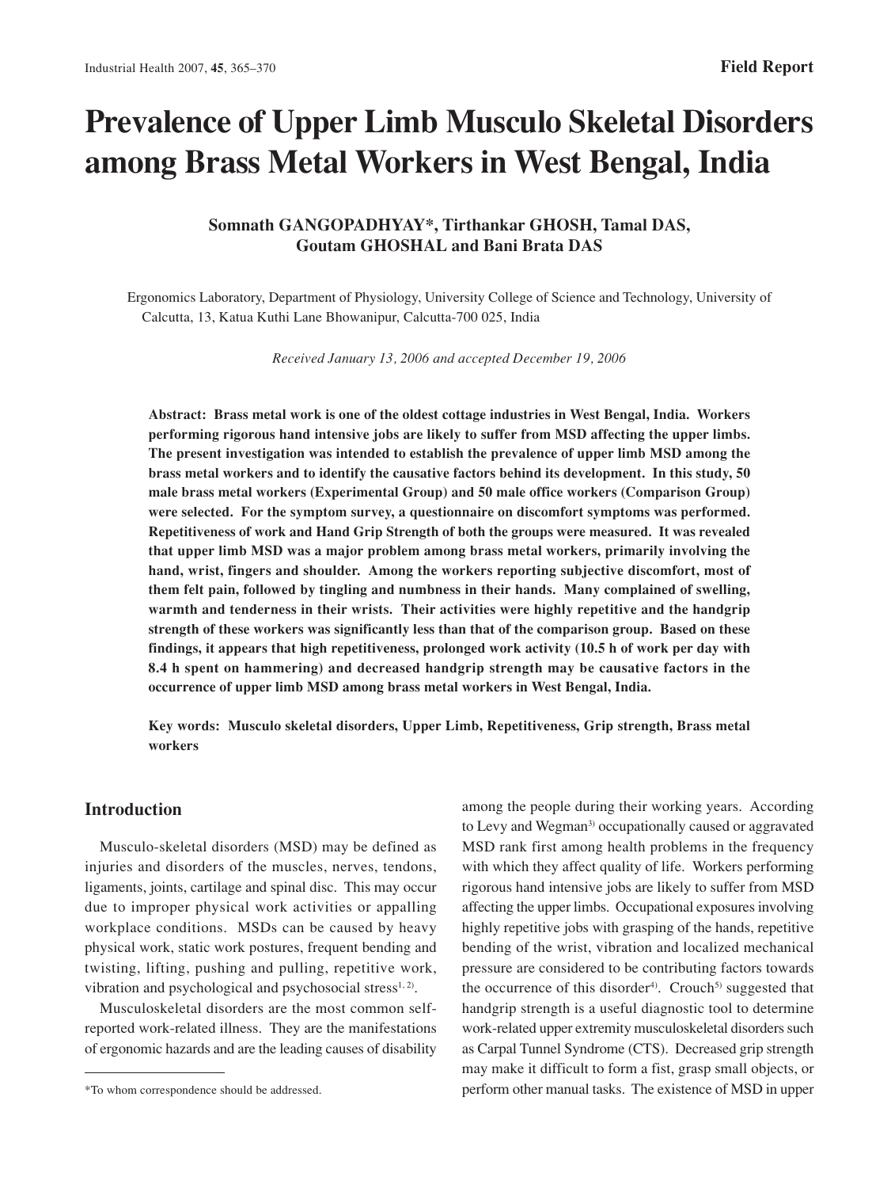Field Report

# Prevalence of Upper Limb Musculo Skeletal Disorders among Brass Metal Workers in West Bengal, India

**Somnath GANGOPADHYAY\*, Tirthankar GHOSH, Tamal DAS, Goutam GHOSHAL and Bani Brata DAS**

Ergonomics Laboratory, Department of Physiology, University College of Science and Technology, University of Calcutta, 13, Katua Kuthi Lane Bhowanipur, Calcutta-700 025, India

*Received January 13, 2006 and accepted December 19, 2006*

**Abstract: Brass metal work is one of the oldest cottage industries in West Bengal, India. Workers performing rigorous hand intensive jobs are likely to suffer from MSD affecting the upper limbs. The present investigation was intended to establish the prevalence of upper limb MSD among the brass metal workers and to identify the causative factors behind its development. In this study, 50 male brass metal workers (Experimental Group) and 50 male office workers (Comparison Group) were selected. For the symptom survey, a questionnaire on discomfort symptoms was performed. Repetitiveness of work and Hand Grip Strength of both the groups were measured. It was revealed that upper limb MSD was a major problem among brass metal workers, primarily involving the hand, wrist, fingers and shoulder. Among the workers reporting subjective discomfort, most of them felt pain, followed by tingling and numbness in their hands. Many complained of swelling, warmth and tenderness in their wrists. Their activities were highly repetitive and the handgrip strength of these workers was significantly less than that of the comparison group. Based on these findings, it appears that high repetitiveness, prolonged work activity (10.5 h of work per day with 8.4 h spent on hammering) and decreased handgrip strength may be causative factors in the occurrence of upper limb MSD among brass metal workers in West Bengal, India.**

**Key words: Musculo skeletal disorders, Upper Limb, Repetitiveness, Grip strength, Brass metal workers**

## Introduction

Musculo-skeletal disorders (MSD) may be defined as injuries and disorders of the muscles, nerves, tendons, ligaments, joints, cartilage and spinal disc. This may occur due to improper physical work activities or appalling workplace conditions. MSDs can be caused by heavy physical work, static work postures, frequent bending and twisting, lifting, pushing and pulling, repetitive work, vibration and psychological and psychosocial stress[1, 2].

Musculoskeletal disorders are the most common self-reported work-related illness. They are the manifestations of ergonomic hazards and are the leading causes of disability among the people during their working years. According to Levy and Wegman[3] occupationally caused or aggravated MSD rank first among health problems in the frequency with which they affect quality of life. Workers performing rigorous hand intensive jobs are likely to suffer from MSD affecting the upper limbs. Occupational exposures involving highly repetitive jobs with grasping of the hands, repetitive bending of the wrist, vibration and localized mechanical pressure are considered to be contributing factors towards the occurrence of this disorder[4]. Crouch[5] suggested that handgrip strength is a useful diagnostic tool to determine work-related upper extremity musculoskeletal disorders such as Carpal Tunnel Syndrome (CTS). Decreased grip strength may make it difficult to form a fist, grasp small objects, or perform other manual tasks. The existence of MSD in upper

\*To whom correspondence should be addressed.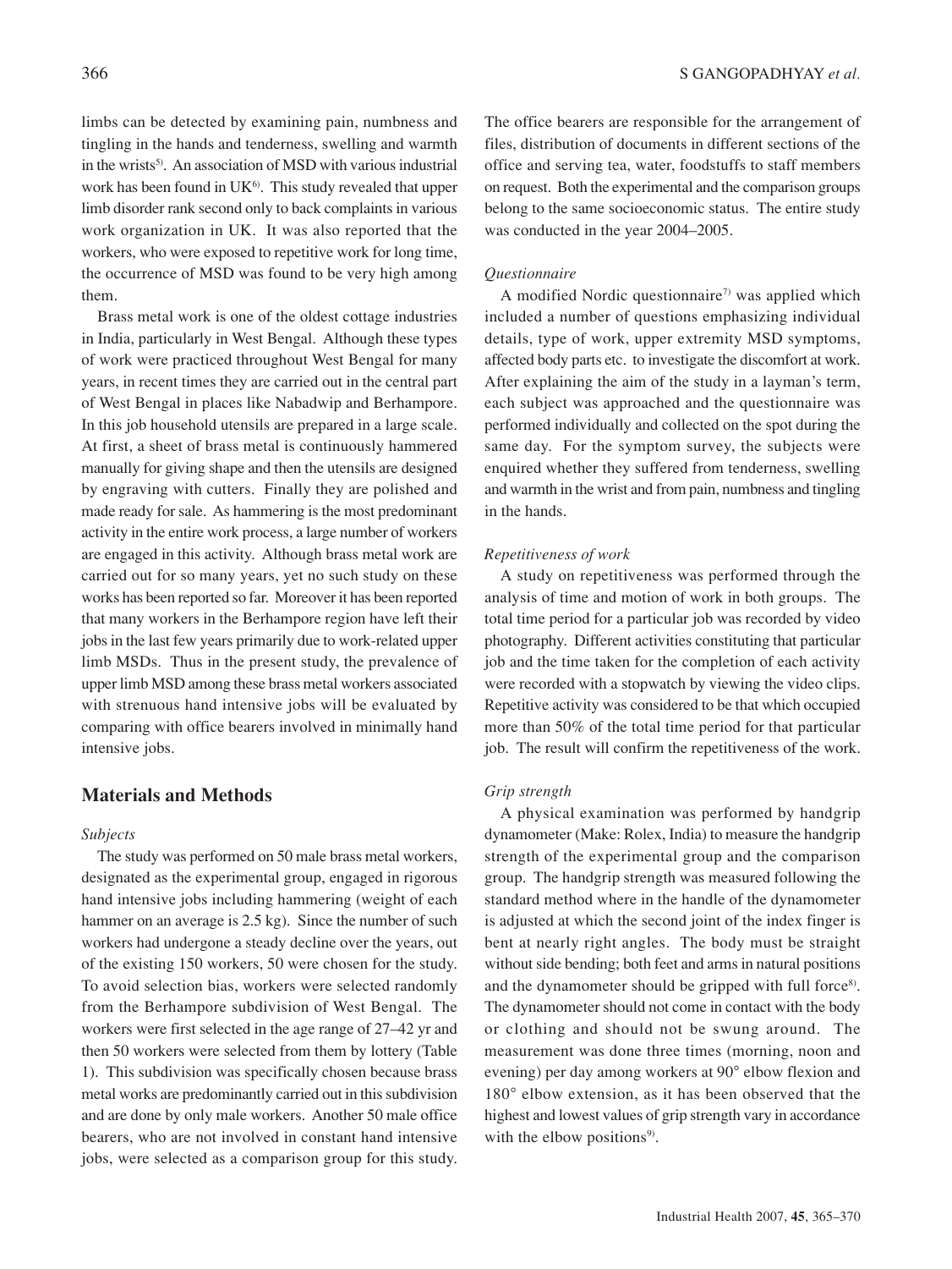limbs can be detected by examining pain, numbness and tingling in the hands and tenderness, swelling and warmth in the wrists[5]. An association of MSD with various industrial work has been found in UK[6]. This study revealed that upper limb disorder rank second only to back complaints in various work organization in UK. It was also reported that the workers, who were exposed to repetitive work for long time, the occurrence of MSD was found to be very high among them.

Brass metal work is one of the oldest cottage industries in India, particularly in West Bengal. Although these types of work were practiced throughout West Bengal for many years, in recent times they are carried out in the central part of West Bengal in places like Nabadwip and Berhampore. In this job household utensils are prepared in a large scale. At first, a sheet of brass metal is continuously hammered manually for giving shape and then the utensils are designed by engraving with cutters. Finally they are polished and made ready for sale. As hammering is the most predominant activity in the entire work process, a large number of workers are engaged in this activity. Although brass metal work are carried out for so many years, yet no such study on these works has been reported so far. Moreover it has been reported that many workers in the Berhampore region have left their jobs in the last few years primarily due to work-related upper limb MSDs. Thus in the present study, the prevalence of upper limb MSD among these brass metal workers associated with strenuous hand intensive jobs will be evaluated by comparing with office bearers involved in minimally hand intensive jobs.

## Materials and Methods

### *Subjects*

The study was performed on 50 male brass metal workers, designated as the experimental group, engaged in rigorous hand intensive jobs including hammering (weight of each hammer on an average is 2.5 kg). Since the number of such workers had undergone a steady decline over the years, out of the existing 150 workers, 50 were chosen for the study. To avoid selection bias, workers were selected randomly from the Berhampore subdivision of West Bengal. The workers were first selected in the age range of 27–42 yr and then 50 workers were selected from them by lottery (Table 1). This subdivision was specifically chosen because brass metal works are predominantly carried out in this subdivision and are done by only male workers. Another 50 male office bearers, who are not involved in constant hand intensive jobs, were selected as a comparison group for this study. The office bearers are responsible for the arrangement of files, distribution of documents in different sections of the office and serving tea, water, foodstuffs to staff members on request. Both the experimental and the comparison groups belong to the same socioeconomic status. The entire study was conducted in the year 2004–2005.

### *Questionnaire*

A modified Nordic questionnaire[7] was applied which included a number of questions emphasizing individual details, type of work, upper extremity MSD symptoms, affected body parts etc. to investigate the discomfort at work. After explaining the aim of the study in a layman's term, each subject was approached and the questionnaire was performed individually and collected on the spot during the same day. For the symptom survey, the subjects were enquired whether they suffered from tenderness, swelling and warmth in the wrist and from pain, numbness and tingling in the hands.

### *Repetitiveness of work*

A study on repetitiveness was performed through the analysis of time and motion of work in both groups. The total time period for a particular job was recorded by video photography. Different activities constituting that particular job and the time taken for the completion of each activity were recorded with a stopwatch by viewing the video clips. Repetitive activity was considered to be that which occupied more than 50% of the total time period for that particular job. The result will confirm the repetitiveness of the work.

### *Grip strength*

A physical examination was performed by handgrip dynamometer (Make: Rolex, India) to measure the handgrip strength of the experimental group and the comparison group. The handgrip strength was measured following the standard method where in the handle of the dynamometer is adjusted at which the second joint of the index finger is bent at nearly right angles. The body must be straight without side bending; both feet and arms in natural positions and the dynamometer should be gripped with full force[8]. The dynamometer should not come in contact with the body or clothing and should not be swung around. The measurement was done three times (morning, noon and evening) per day among workers at 90° elbow flexion and 180° elbow extension, as it has been observed that the highest and lowest values of grip strength vary in accordance with the elbow positions[9].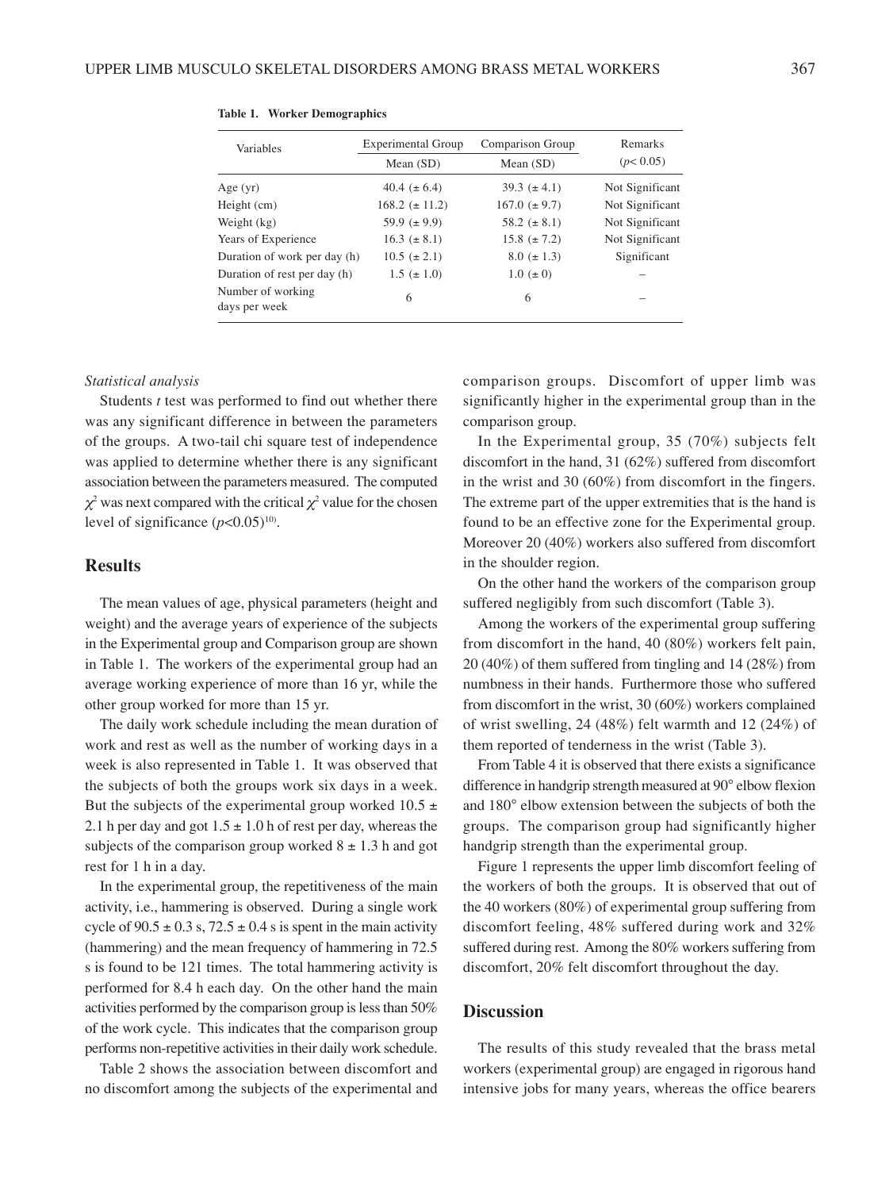**Table 1. Worker Demographics**

| Variables | Experimental Group | Comparison Group | Remarks |
|---|---|---|---|
| | Mean (SD) | Mean (SD) | ($p$< 0.05) |
| Age (yr) | 40.4 (± 6.4) | 39.3 (± 4.1) | Not Significant |
| Height (cm) | 168.2 (± 11.2) | 167.0 (± 9.7) | Not Significant |
| Weight (kg) | 59.9 (± 9.9) | 58.2 (± 8.1) | Not Significant |
| Years of Experience | 16.3 (± 8.1) | 15.8 (± 7.2) | Not Significant |
| Duration of work per day (h) | 10.5 (± 2.1) | 8.0 (± 1.3) | Significant |
| Duration of rest per day (h) | 1.5 (± 1.0) | 1.0 (± 0) | – |
| Number of working days per week | 6 | 6 | – |

*Statistical analysis*

Students *t* test was performed to find out whether there was any significant difference in between the parameters of the groups. A two-tail chi square test of independence was applied to determine whether there is any significant association between the parameters measured. The computed $\chi^2$ was next compared with the critical $\chi^2$ value for the chosen level of significance ($p$<0.05)[10].

## Results

The mean values of age, physical parameters (height and weight) and the average years of experience of the subjects in the Experimental group and Comparison group are shown in Table 1. The workers of the experimental group had an average working experience of more than 16 yr, while the other group worked for more than 15 yr.

The daily work schedule including the mean duration of work and rest as well as the number of working days in a week is also represented in Table 1. It was observed that the subjects of both the groups work six days in a week. But the subjects of the experimental group worked 10.5 ± 2.1 h per day and got 1.5 ± 1.0 h of rest per day, whereas the subjects of the comparison group worked 8 ± 1.3 h and got rest for 1 h in a day.

In the experimental group, the repetitiveness of the main activity, i.e., hammering is observed. During a single work cycle of 90.5 ± 0.3 s, 72.5 ± 0.4 s is spent in the main activity (hammering) and the mean frequency of hammering in 72.5 s is found to be 121 times. The total hammering activity is performed for 8.4 h each day. On the other hand the main activities performed by the comparison group is less than 50% of the work cycle. This indicates that the comparison group performs non-repetitive activities in their daily work schedule.

Table 2 shows the association between discomfort and no discomfort among the subjects of the experimental and comparison groups. Discomfort of upper limb was significantly higher in the experimental group than in the comparison group.

In the Experimental group, 35 (70%) subjects felt discomfort in the hand, 31 (62%) suffered from discomfort in the wrist and 30 (60%) from discomfort in the fingers. The extreme part of the upper extremities that is the hand is found to be an effective zone for the Experimental group. Moreover 20 (40%) workers also suffered from discomfort in the shoulder region.

On the other hand the workers of the comparison group suffered negligibly from such discomfort (Table 3).

Among the workers of the experimental group suffering from discomfort in the hand, 40 (80%) workers felt pain, 20 (40%) of them suffered from tingling and 14 (28%) from numbness in their hands. Furthermore those who suffered from discomfort in the wrist, 30 (60%) workers complained of wrist swelling, 24 (48%) felt warmth and 12 (24%) of them reported of tenderness in the wrist (Table 3).

From Table 4 it is observed that there exists a significance difference in handgrip strength measured at 90° elbow flexion and 180° elbow extension between the subjects of both the groups. The comparison group had significantly higher handgrip strength than the experimental group.

Figure 1 represents the upper limb discomfort feeling of the workers of both the groups. It is observed that out of the 40 workers (80%) of experimental group suffering from discomfort feeling, 48% suffered during work and 32% suffered during rest. Among the 80% workers suffering from discomfort, 20% felt discomfort throughout the day.

## Discussion

The results of this study revealed that the brass metal workers (experimental group) are engaged in rigorous hand intensive jobs for many years, whereas the office bearers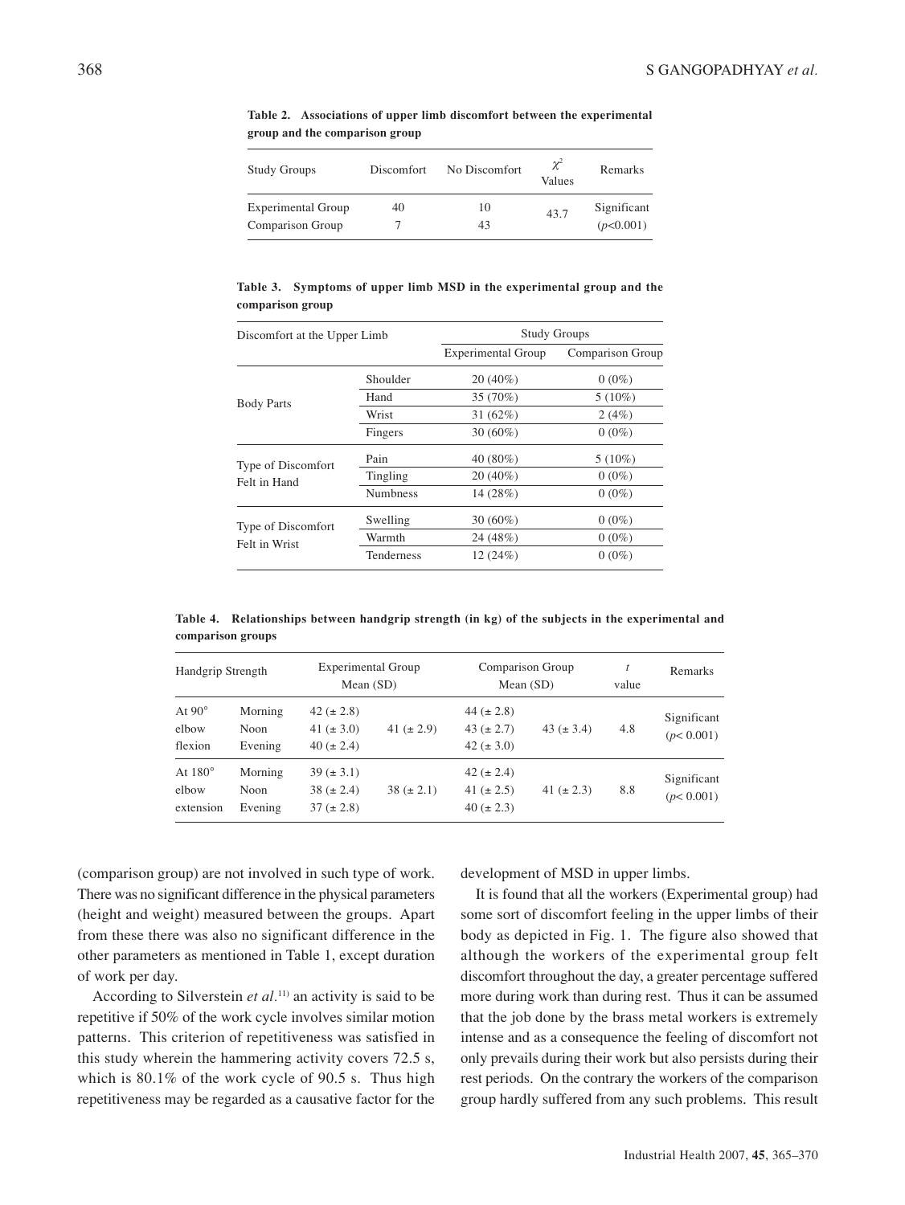**Table 2. Associations of upper limb discomfort between the experimental group and the comparison group**

| Study Groups | Discomfort | No Discomfort | $\chi^2$ Values | Remarks |
|---|---|---|---|---|
| Experimental Group | 40 | 10 | 43.7 | Significant ($p$<0.001) |
| Comparison Group | 7 | 43 | | |

**Table 3. Symptoms of upper limb MSD in the experimental group and the comparison group**

| Discomfort at the Upper Limb | | Study Groups | |
|---|---|---|---|
| | | Experimental Group | Comparison Group |
| Body Parts | Shoulder | 20 (40%) | 0 (0%) |
| | Hand | 35 (70%) | 5 (10%) |
| | Wrist | 31 (62%) | 2 (4%) |
| | Fingers | 30 (60%) | 0 (0%) |
| Type of Discomfort Felt in Hand | Pain | 40 (80%) | 5 (10%) |
| | Tingling | 20 (40%) | 0 (0%) |
| | Numbness | 14 (28%) | 0 (0%) |
| Type of Discomfort Felt in Wrist | Swelling | 30 (60%) | 0 (0%) |
| | Warmth | 24 (48%) | 0 (0%) |
| | Tenderness | 12 (24%) | 0 (0%) |

**Table 4. Relationships between handgrip strength (in kg) of the subjects in the experimental and comparison groups**

| Handgrip Strength | | Experimental Group Mean (SD) | | Comparison Group Mean (SD) | | $t$ value | Remarks |
|---|---|---|---|---|---|---|---|
| At 90° elbow flexion | Morning | 42 (± 2.8) | 41 (± 2.9) | 44 (± 2.8) | 43 (± 3.4) | 4.8 | Significant ($p$< 0.001) |
| | Noon | 41 (± 3.0) | | 43 (± 2.7) | | | |
| | Evening | 40 (± 2.4) | | 42 (± 3.0) | | | |
| At 180° elbow extension | Morning | 39 (± 3.1) | 38 (± 2.1) | 42 (± 2.4) | 41 (± 2.3) | 8.8 | Significant ($p$< 0.001) |
| | Noon | 38 (± 2.4) | | 41 (± 2.5) | | | |
| | Evening | 37 (± 2.8) | | 40 (± 2.3) | | | |

(comparison group) are not involved in such type of work. There was no significant difference in the physical parameters (height and weight) measured between the groups. Apart from these there was also no significant difference in the other parameters as mentioned in Table 1, except duration of work per day.

According to Silverstein *et al.*[11] an activity is said to be repetitive if 50% of the work cycle involves similar motion patterns. This criterion of repetitiveness was satisfied in this study wherein the hammering activity covers 72.5 s, which is 80.1% of the work cycle of 90.5 s. Thus high repetitiveness may be regarded as a causative factor for the development of MSD in upper limbs.

It is found that all the workers (Experimental group) had some sort of discomfort feeling in the upper limbs of their body as depicted in Fig. 1. The figure also showed that although the workers of the experimental group felt discomfort throughout the day, a greater percentage suffered more during work than during rest. Thus it can be assumed that the job done by the brass metal workers is extremely intense and as a consequence the feeling of discomfort not only prevails during their work but also persists during their rest periods. On the contrary the workers of the comparison group hardly suffered from any such problems. This result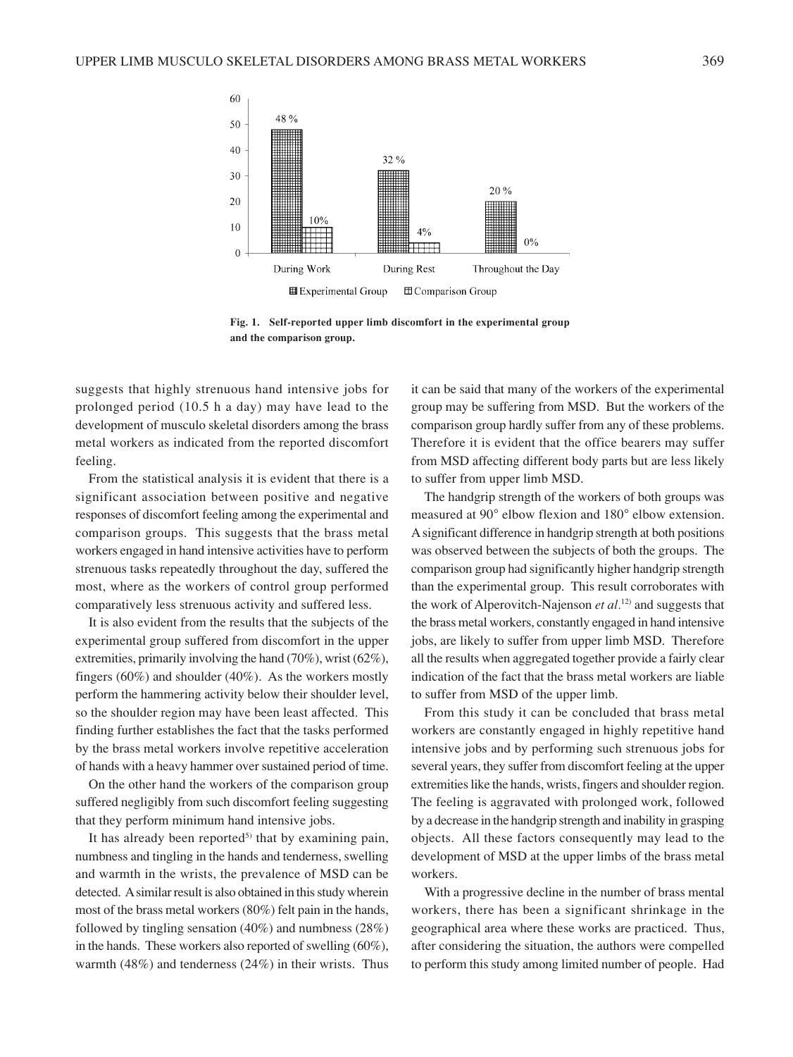Fig. 1. Self-reported upper limb discomfort in the experimental group and the comparison group.

suggests that highly strenuous hand intensive jobs for prolonged period (10.5 h a day) may have lead to the development of musculo skeletal disorders among the brass metal workers as indicated from the reported discomfort feeling.

From the statistical analysis it is evident that there is a significant association between positive and negative responses of discomfort feeling among the experimental and comparison groups. This suggests that the brass metal workers engaged in hand intensive activities have to perform strenuous tasks repeatedly throughout the day, suffered the most, where as the workers of control group performed comparatively less strenuous activity and suffered less.

It is also evident from the results that the subjects of the experimental group suffered from discomfort in the upper extremities, primarily involving the hand (70%), wrist (62%), fingers (60%) and shoulder (40%). As the workers mostly perform the hammering activity below their shoulder level, so the shoulder region may have been least affected. This finding further establishes the fact that the tasks performed by the brass metal workers involve repetitive acceleration of hands with a heavy hammer over sustained period of time.

On the other hand the workers of the comparison group suffered negligibly from such discomfort feeling suggesting that they perform minimum hand intensive jobs.

It has already been reported[5] that by examining pain, numbness and tingling in the hands and tenderness, swelling and warmth in the wrists, the prevalence of MSD can be detected. A similar result is also obtained in this study wherein most of the brass metal workers (80%) felt pain in the hands, followed by tingling sensation (40%) and numbness (28%) in the hands. These workers also reported of swelling (60%), warmth (48%) and tenderness (24%) in their wrists. Thus it can be said that many of the workers of the experimental group may be suffering from MSD. But the workers of the comparison group hardly suffer from any of these problems. Therefore it is evident that the office bearers may suffer from MSD affecting different body parts but are less likely to suffer from upper limb MSD.

The handgrip strength of the workers of both groups was measured at 90° elbow flexion and 180° elbow extension. A significant difference in handgrip strength at both positions was observed between the subjects of both the groups. The comparison group had significantly higher handgrip strength than the experimental group. This result corroborates with the work of Alperovitch-Najenson *et al.*[12] and suggests that the brass metal workers, constantly engaged in hand intensive jobs, are likely to suffer from upper limb MSD. Therefore all the results when aggregated together provide a fairly clear indication of the fact that the brass metal workers are liable to suffer from MSD of the upper limb.

From this study it can be concluded that brass metal workers are constantly engaged in highly repetitive hand intensive jobs and by performing such strenuous jobs for several years, they suffer from discomfort feeling at the upper extremities like the hands, wrists, fingers and shoulder region. The feeling is aggravated with prolonged work, followed by a decrease in the handgrip strength and inability in grasping objects. All these factors consequently may lead to the development of MSD at the upper limbs of the brass metal workers.

With a progressive decline in the number of brass mental workers, there has been a significant shrinkage in the geographical area where these works are practiced. Thus, after considering the situation, the authors were compelled to perform this study among limited number of people. Had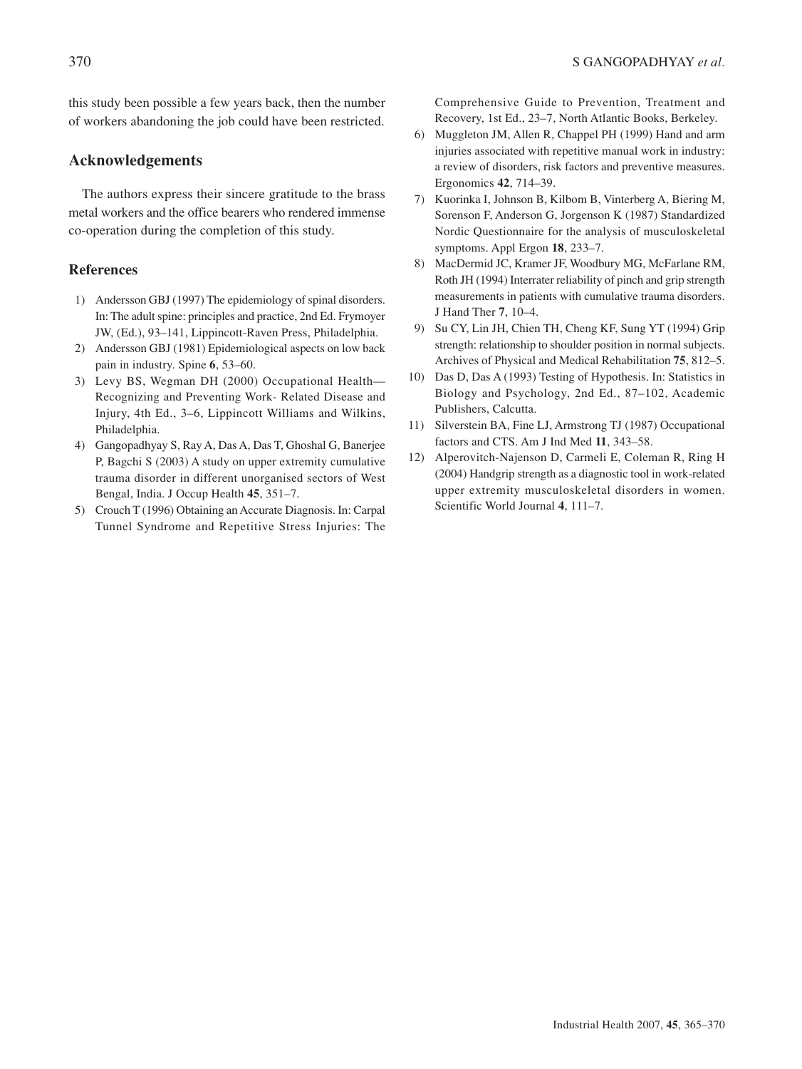this study been possible a few years back, then the number of workers abandoning the job could have been restricted.

## Acknowledgements

The authors express their sincere gratitude to the brass metal workers and the office bearers who rendered immense co-operation during the completion of this study.

## References

1) Andersson GBJ (1997) The epidemiology of spinal disorders. In: The adult spine: principles and practice, 2nd Ed. Frymoyer JW, (Ed.), 93–141, Lippincott-Raven Press, Philadelphia.
2) Andersson GBJ (1981) Epidemiological aspects on low back pain in industry. Spine **6**, 53–60.
3) Levy BS, Wegman DH (2000) Occupational Health—Recognizing and Preventing Work- Related Disease and Injury, 4th Ed., 3–6, Lippincott Williams and Wilkins, Philadelphia.
4) Gangopadhyay S, Ray A, Das A, Das T, Ghoshal G, Banerjee P, Bagchi S (2003) A study on upper extremity cumulative trauma disorder in different unorganised sectors of West Bengal, India. J Occup Health **45**, 351–7.
5) Crouch T (1996) Obtaining an Accurate Diagnosis. In: Carpal Tunnel Syndrome and Repetitive Stress Injuries: The Comprehensive Guide to Prevention, Treatment and Recovery, 1st Ed., 23–7, North Atlantic Books, Berkeley.
6) Muggleton JM, Allen R, Chappel PH (1999) Hand and arm injuries associated with repetitive manual work in industry: a review of disorders, risk factors and preventive measures. Ergonomics **42**, 714–39.
7) Kuorinka I, Johnson B, Kilbom B, Vinterberg A, Biering M, Sorenson F, Anderson G, Jorgenson K (1987) Standardized Nordic Questionnaire for the analysis of musculoskeletal symptoms. Appl Ergon **18**, 233–7.
8) MacDermid JC, Kramer JF, Woodbury MG, McFarlane RM, Roth JH (1994) Interrater reliability of pinch and grip strength measurements in patients with cumulative trauma disorders. J Hand Ther **7**, 10–4.
9) Su CY, Lin JH, Chien TH, Cheng KF, Sung YT (1994) Grip strength: relationship to shoulder position in normal subjects. Archives of Physical and Medical Rehabilitation **75**, 812–5.
10) Das D, Das A (1993) Testing of Hypothesis. In: Statistics in Biology and Psychology, 2nd Ed., 87–102, Academic Publishers, Calcutta.
11) Silverstein BA, Fine LJ, Armstrong TJ (1987) Occupational factors and CTS. Am J Ind Med **11**, 343–58.
12) Alperovitch-Najenson D, Carmeli E, Coleman R, Ring H (2004) Handgrip strength as a diagnostic tool in work-related upper extremity musculoskeletal disorders in women. Scientific World Journal **4**, 111–7.